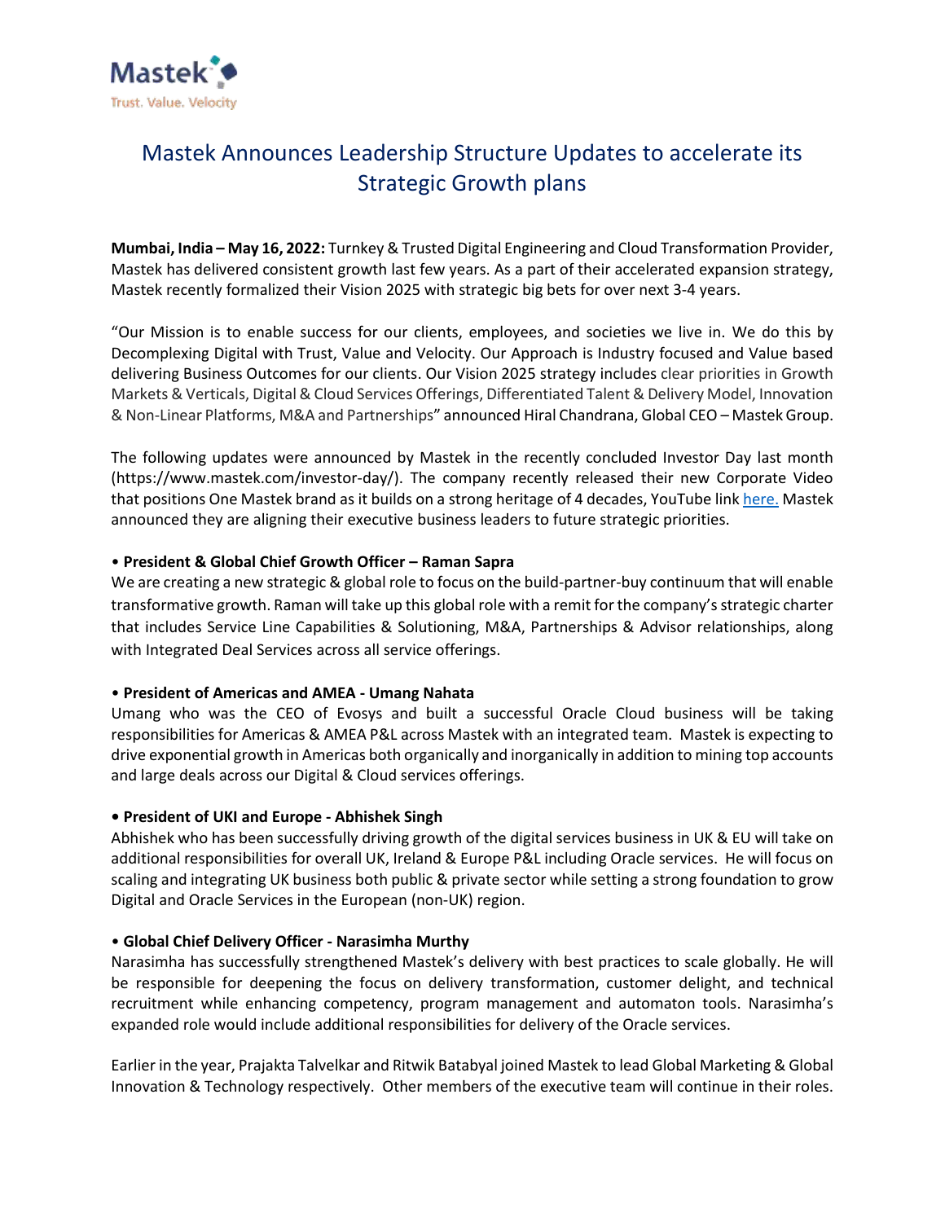Mastek

Trust. Value. Velocity

# Mastek Announces Leadership Structure Updates to accelerate its Strategic Growth plans

**Mumbai, India – May 16, 2022:** Turnkey & Trusted Digital Engineering and Cloud Transformation Provider, Mastek has delivered consistent growth last few years. As a part of their accelerated expansion strategy, Mastek recently formalized their Vision 2025 with strategic big bets for over next 3-4 years.

"Our Mission is to enable success for our clients, employees, and societies we live in. We do this by Decomplexing Digital with Trust, Value and Velocity. Our Approach is Industry focused and Value based delivering Business Outcomes for our clients. Our Vision 2025 strategy includes clear priorities in Growth Markets & Verticals, Digital & Cloud Services Offerings, Differentiated Talent & Delivery Model, Innovation & Non-Linear Platforms, M&A and Partnerships" announced Hiral Chandrana, Global CEO – Mastek Group.

The following updates were announced by Mastek in the recently concluded Investor Day last month (https://www.mastek.com/investor-day/). The company recently released their new Corporate Video that positions One Mastek brand as it builds on a strong heritage of 4 decades, YouTube link here. Mastek announced they are aligning their executive business leaders to future strategic priorities.

• **President & Global Chief Growth Officer – Raman Sapra**
We are creating a new strategic & global role to focus on the build-partner-buy continuum that will enable transformative growth. Raman will take up this global role with a remit for the company's strategic charter that includes Service Line Capabilities & Solutioning, M&A, Partnerships & Advisor relationships, along with Integrated Deal Services across all service offerings.

• **President of Americas and AMEA - Umang Nahata**
Umang who was the CEO of Evosys and built a successful Oracle Cloud business will be taking responsibilities for Americas & AMEA P&L across Mastek with an integrated team. Mastek is expecting to drive exponential growth in Americas both organically and inorganically in addition to mining top accounts and large deals across our Digital & Cloud services offerings.

• **President of UKI and Europe - Abhishek Singh**
Abhishek who has been successfully driving growth of the digital services business in UK & EU will take on additional responsibilities for overall UK, Ireland & Europe P&L including Oracle services. He will focus on scaling and integrating UK business both public & private sector while setting a strong foundation to grow Digital and Oracle Services in the European (non-UK) region.

• **Global Chief Delivery Officer - Narasimha Murthy**
Narasimha has successfully strengthened Mastek's delivery with best practices to scale globally. He will be responsible for deepening the focus on delivery transformation, customer delight, and technical recruitment while enhancing competency, program management and automaton tools. Narasimha's expanded role would include additional responsibilities for delivery of the Oracle services.

Earlier in the year, Prajakta Talvelkar and Ritwik Batabyal joined Mastek to lead Global Marketing & Global Innovation & Technology respectively. Other members of the executive team will continue in their roles.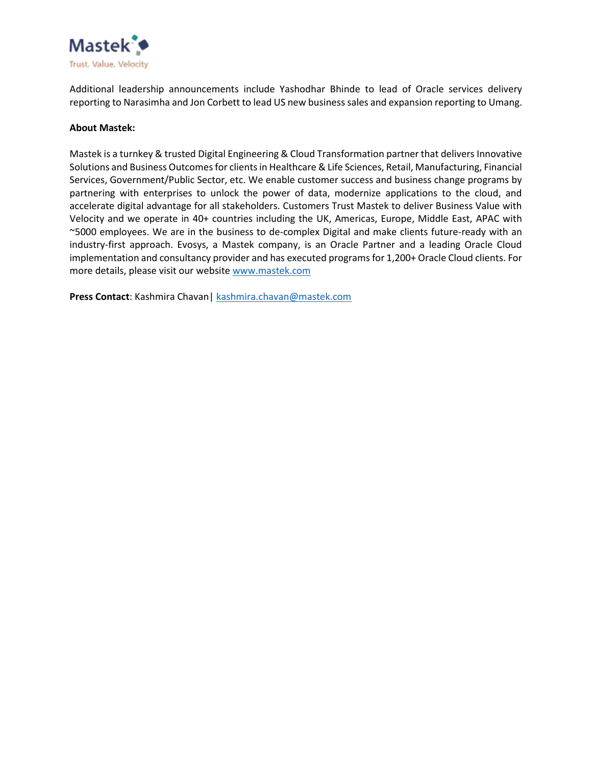Additional leadership announcements include Yashodhar Bhinde to lead of Oracle services delivery reporting to Narasimha and Jon Corbett to lead US new business sales and expansion reporting to Umang.

**About Mastek:**

Mastek is a turnkey & trusted Digital Engineering & Cloud Transformation partner that delivers Innovative Solutions and Business Outcomes for clients in Healthcare & Life Sciences, Retail, Manufacturing, Financial Services, Government/Public Sector, etc. We enable customer success and business change programs by partnering with enterprises to unlock the power of data, modernize applications to the cloud, and accelerate digital advantage for all stakeholders. Customers Trust Mastek to deliver Business Value with Velocity and we operate in 40+ countries including the UK, Americas, Europe, Middle East, APAC with ~5000 employees. We are in the business to de-complex Digital and make clients future-ready with an industry-first approach. Evosys, a Mastek company, is an Oracle Partner and a leading Oracle Cloud implementation and consultancy provider and has executed programs for 1,200+ Oracle Cloud clients. For more details, please visit our website [www.mastek.com](http://www.mastek.com)

**Press Contact**: Kashmira Chavan| [kashmira.chavan@mastek.com](mailto:kashmira.chavan@mastek.com)